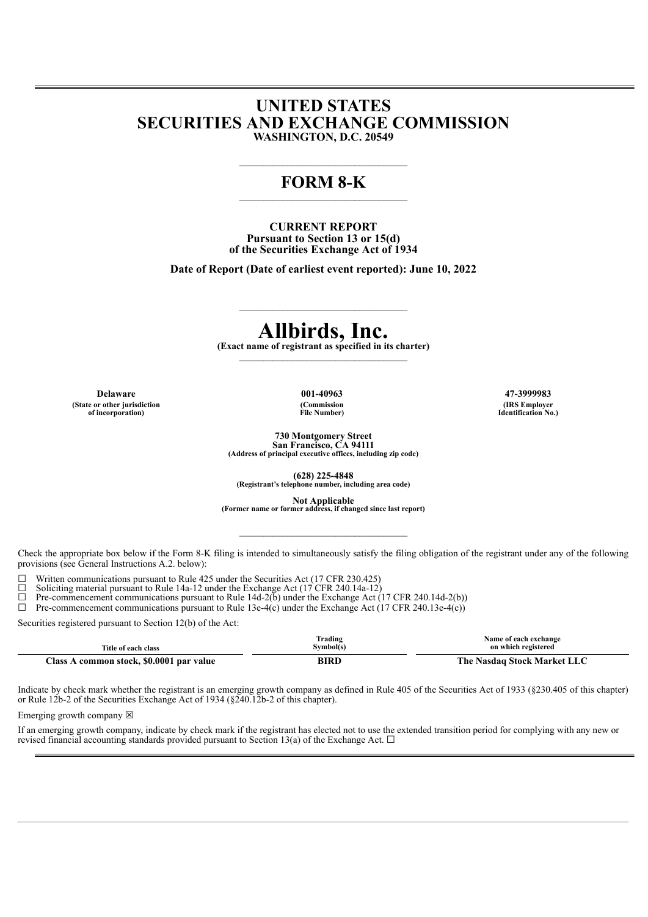# UNITED STATES
# SECURITIES AND EXCHANGE COMMISSION
**WASHINGTON, D.C. 20549**

---

## FORM 8-K

---

**CURRENT REPORT**
**Pursuant to Section 13 or 15(d)**
**of the Securities Exchange Act of 1934**

**Date of Report (Date of earliest event reported): June 10, 2022**

---

# Allbirds, Inc.
**(Exact name of registrant as specified in its charter)**

---

| **Delaware** | **001-40963** | **47-3999983** |
|---|---|---|
| **(State or other jurisdiction of incorporation)** | **(Commission File Number)** | **(IRS Employer Identification No.)** |

**730 Montgomery Street**
**San Francisco, CA 94111**
**(Address of principal executive offices, including zip code)**

**(628) 225-4848**
**(Registrant's telephone number, including area code)**

**Not Applicable**
**(Former name or former address, if changed since last report)**

---

Check the appropriate box below if the Form 8-K filing is intended to simultaneously satisfy the filing obligation of the registrant under any of the following provisions (see General Instructions A.2. below):

☐ Written communications pursuant to Rule 425 under the Securities Act (17 CFR 230.425)
☐ Soliciting material pursuant to Rule 14a-12 under the Exchange Act (17 CFR 240.14a-12)
☐ Pre-commencement communications pursuant to Rule 14d-2(b) under the Exchange Act (17 CFR 240.14d-2(b))
☐ Pre-commencement communications pursuant to Rule 13e-4(c) under the Exchange Act (17 CFR 240.13e-4(c))

Securities registered pursuant to Section 12(b) of the Act:

| Title of each class | Trading Symbol(s) | Name of each exchange on which registered |
|---|---|---|
| **Class A common stock, $0.0001 par value** | **BIRD** | **The Nasdaq Stock Market LLC** |

Indicate by check mark whether the registrant is an emerging growth company as defined in Rule 405 of the Securities Act of 1933 (§230.405 of this chapter) or Rule 12b-2 of the Securities Exchange Act of 1934 (§240.12b-2 of this chapter).

Emerging growth company ☒

If an emerging growth company, indicate by check mark if the registrant has elected not to use the extended transition period for complying with any new or revised financial accounting standards provided pursuant to Section 13(a) of the Exchange Act. ☐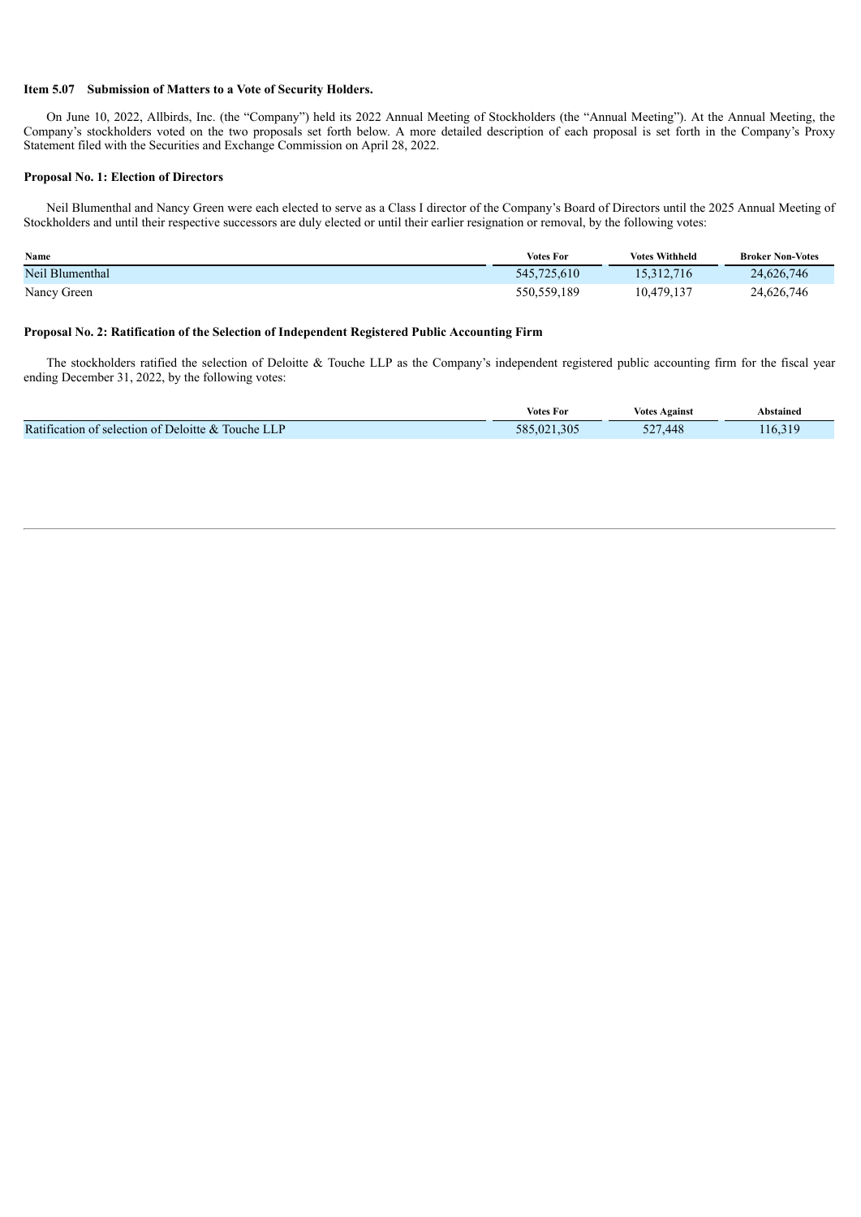**Item 5.07 Submission of Matters to a Vote of Security Holders.**

On June 10, 2022, Allbirds, Inc. (the "Company") held its 2022 Annual Meeting of Stockholders (the "Annual Meeting"). At the Annual Meeting, the Company's stockholders voted on the two proposals set forth below. A more detailed description of each proposal is set forth in the Company's Proxy Statement filed with the Securities and Exchange Commission on April 28, 2022.

**Proposal No. 1: Election of Directors**

Neil Blumenthal and Nancy Green were each elected to serve as a Class I director of the Company's Board of Directors until the 2025 Annual Meeting of Stockholders and until their respective successors are duly elected or until their earlier resignation or removal, by the following votes:

| Name | Votes For | Votes Withheld | Broker Non-Votes |
| --- | --- | --- | --- |
| Neil Blumenthal | 545,725,610 | 15,312,716 | 24,626,746 |
| Nancy Green | 550,559,189 | 10,479,137 | 24,626,746 |

**Proposal No. 2: Ratification of the Selection of Independent Registered Public Accounting Firm**

The stockholders ratified the selection of Deloitte & Touche LLP as the Company's independent registered public accounting firm for the fiscal year ending December 31, 2022, by the following votes:

| | Votes For | Votes Against | Abstained |
| --- | --- | --- | --- |
| Ratification of selection of Deloitte & Touche LLP | 585,021,305 | 527,448 | 116,319 |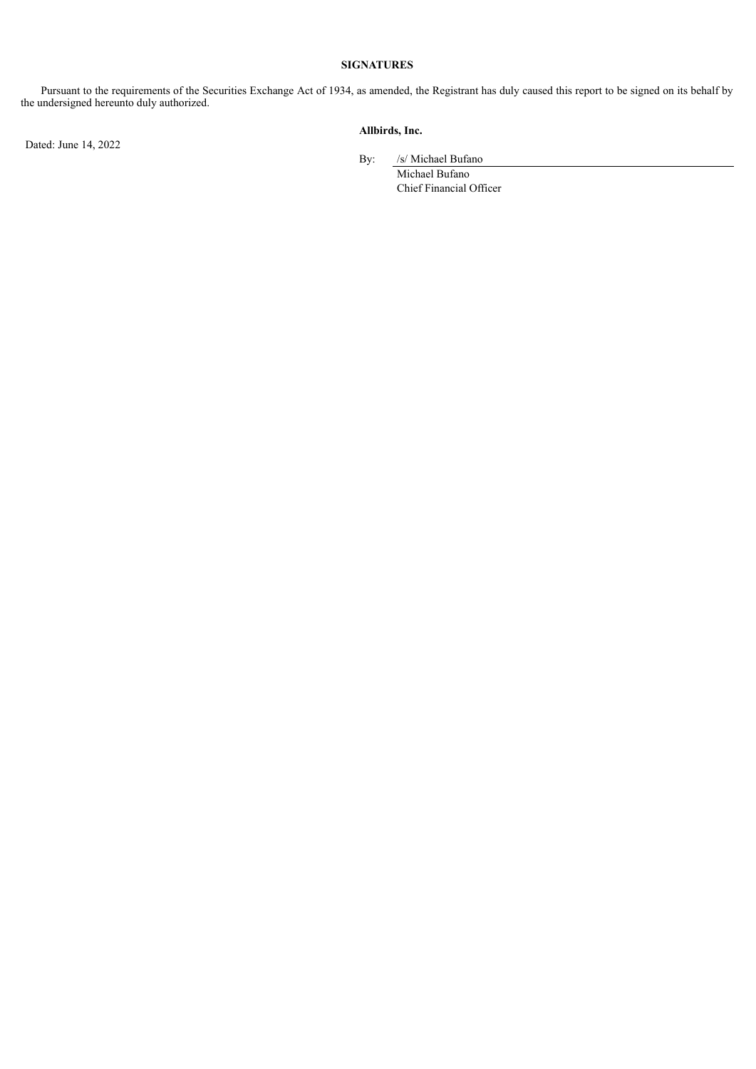**SIGNATURES**

Pursuant to the requirements of the Securities Exchange Act of 1934, as amended, the Registrant has duly caused this report to be signed on its behalf by the undersigned hereunto duly authorized.

**Allbirds, Inc.**

Dated: June 14, 2022

By: /s/ Michael Bufano
Michael Bufano
Chief Financial Officer